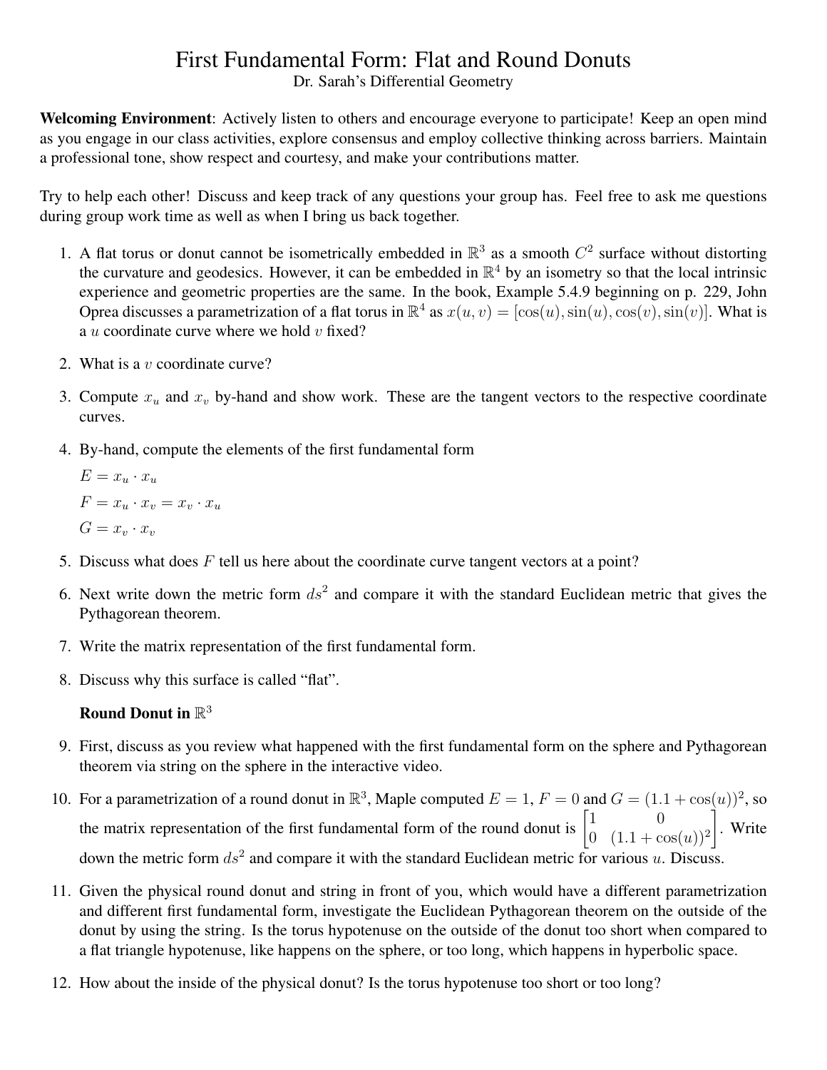# First Fundamental Form: Flat and Round Donuts

Dr. Sarah's Differential Geometry

**Welcoming Environment**: Actively listen to others and encourage everyone to participate! Keep an open mind as you engage in our class activities, explore consensus and employ collective thinking across barriers. Maintain a professional tone, show respect and courtesy, and make your contributions matter.

Try to help each other! Discuss and keep track of any questions your group has. Feel free to ask me questions during group work time as well as when I bring us back together.

1. A flat torus or donut cannot be isometrically embedded in $\mathbb{R}^3$ as a smooth $C^2$ surface without distorting the curvature and geodesics. However, it can be embedded in $\mathbb{R}^4$ by an isometry so that the local intrinsic experience and geometric properties are the same. In the book, Example 5.4.9 beginning on p. 229, John Oprea discusses a parametrization of a flat torus in $\mathbb{R}^4$ as $x(u, v) = [\cos(u), \sin(u), \cos(v), \sin(v)]$. What is a $u$ coordinate curve where we hold $v$ fixed?

2. What is a $v$ coordinate curve?

3. Compute $x_u$ and $x_v$ by-hand and show work. These are the tangent vectors to the respective coordinate curves.

4. By-hand, compute the elements of the first fundamental form

   $E = x_u \cdot x_u$

   $F = x_u \cdot x_v = x_v \cdot x_u$

   $G = x_v \cdot x_v$

5. Discuss what does $F$ tell us here about the coordinate curve tangent vectors at a point?

6. Next write down the metric form $ds^2$ and compare it with the standard Euclidean metric that gives the Pythagorean theorem.

7. Write the matrix representation of the first fundamental form.

8. Discuss why this surface is called "flat".

   **Round Donut in $\mathbb{R}^3$**

9. First, discuss as you review what happened with the first fundamental form on the sphere and Pythagorean theorem via string on the sphere in the interactive video.

10. For a parametrization of a round donut in $\mathbb{R}^3$, Maple computed $E = 1$, $F = 0$ and $G = (1.1 + \cos(u))^2$, so the matrix representation of the first fundamental form of the round donut is $\begin{bmatrix} 1 & 0 \\ 0 & (1.1 + \cos(u))^2 \end{bmatrix}$. Write down the metric form $ds^2$ and compare it with the standard Euclidean metric for various $u$. Discuss.

11. Given the physical round donut and string in front of you, which would have a different parametrization and different first fundamental form, investigate the Euclidean Pythagorean theorem on the outside of the donut by using the string. Is the torus hypotenuse on the outside of the donut too short when compared to a flat triangle hypotenuse, like happens on the sphere, or too long, which happens in hyperbolic space.

12. How about the inside of the physical donut? Is the torus hypotenuse too short or too long?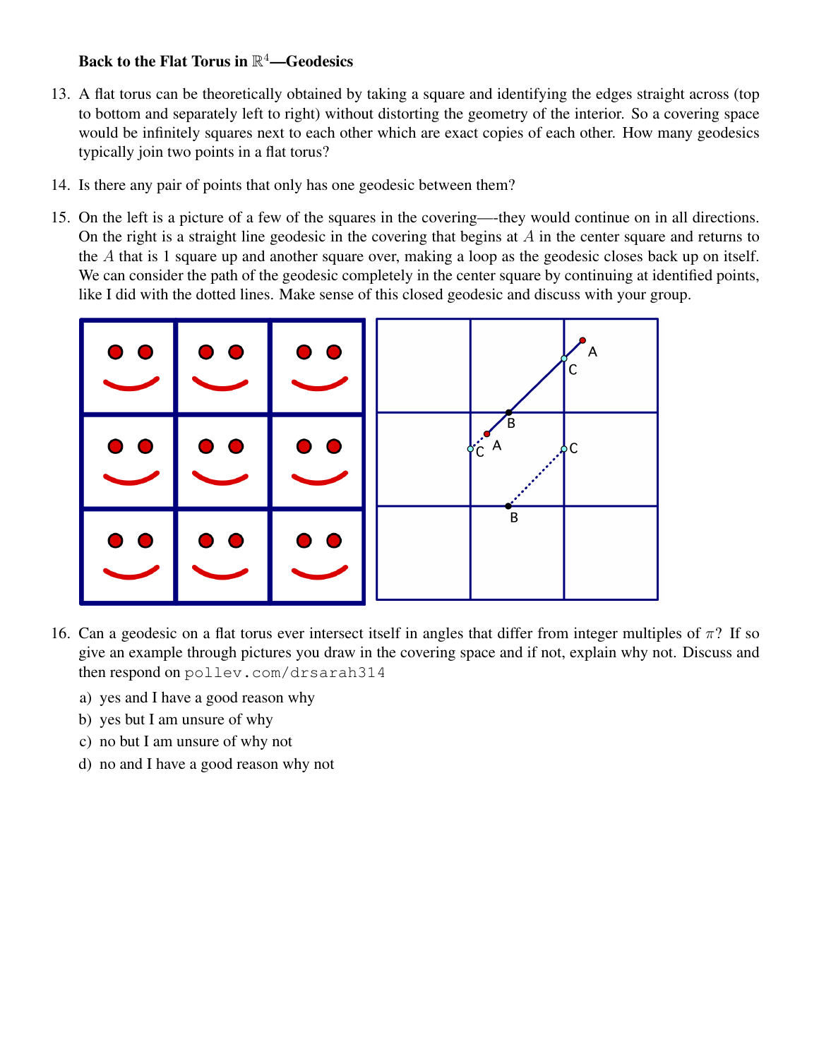**Back to the Flat Torus in $\mathbb{R}^4$—Geodesics**

13. A flat torus can be theoretically obtained by taking a square and identifying the edges straight across (top to bottom and separately left to right) without distorting the geometry of the interior. So a covering space would be infinitely squares next to each other which are exact copies of each other. How many geodesics typically join two points in a flat torus?

14. Is there any pair of points that only has one geodesic between them?

15. On the left is a picture of a few of the squares in the covering—-they would continue on in all directions. On the right is a straight line geodesic in the covering that begins at $A$ in the center square and returns to the $A$ that is 1 square up and another square over, making a loop as the geodesic closes back up on itself. We can consider the path of the geodesic completely in the center square by continuing at identified points, like I did with the dotted lines. Make sense of this closed geodesic and discuss with your group.

A
C
B
C A
C
B

16. Can a geodesic on a flat torus ever intersect itself in angles that differ from integer multiples of $\pi$? If so give an example through pictures you draw in the covering space and if not, explain why not. Discuss and then respond on pollev.com/drsarah314

    a) yes and I have a good reason why
    b) yes but I am unsure of why
    c) no but I am unsure of why not
    d) no and I have a good reason why not